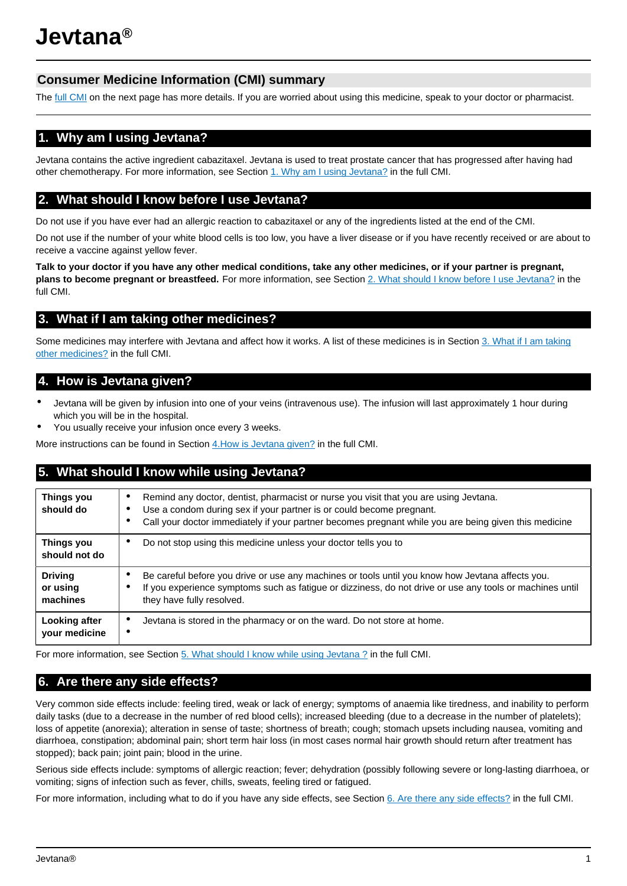# Jevtana®

## Consumer Medicine Information (CMI) summary

The full CMI on the next page has more details. If you are worried about using this medicine, speak to your doctor or pharmacist.

## 1. Why am I using Jevtana?

Jevtana contains the active ingredient cabazitaxel. Jevtana is used to treat prostate cancer that has progressed after having had other chemotherapy. For more information, see Section 1. Why am I using Jevtana? in the full CMI.

## 2. What should I know before I use Jevtana?

Do not use if you have ever had an allergic reaction to cabazitaxel or any of the ingredients listed at the end of the CMI.

Do not use if the number of your white blood cells is too low, you have a liver disease or if you have recently received or are about to receive a vaccine against yellow fever.

**Talk to your doctor if you have any other medical conditions, take any other medicines, or if your partner is pregnant, plans to become pregnant or breastfeed.** For more information, see Section 2. What should I know before I use Jevtana? in the full CMI.

## 3. What if I am taking other medicines?

Some medicines may interfere with Jevtana and affect how it works. A list of these medicines is in Section 3. What if I am taking other medicines? in the full CMI.

## 4. How is Jevtana given?

- Jevtana will be given by infusion into one of your veins (intravenous use). The infusion will last approximately 1 hour during which you will be in the hospital.
- You usually receive your infusion once every 3 weeks.

More instructions can be found in Section 4.How is Jevtana given? in the full CMI.

## 5. What should I know while using Jevtana?

| | |
|---|---|
| **Things you should do** | • Remind any doctor, dentist, pharmacist or nurse you visit that you are using Jevtana.<br>• Use a condom during sex if your partner is or could become pregnant.<br>• Call your doctor immediately if your partner becomes pregnant while you are being given this medicine |
| **Things you should not do** | • Do not stop using this medicine unless your doctor tells you to |
| **Driving or using machines** | • Be careful before you drive or use any machines or tools until you know how Jevtana affects you.<br>• If you experience symptoms such as fatigue or dizziness, do not drive or use any tools or machines until they have fully resolved. |
| **Looking after your medicine** | • Jevtana is stored in the pharmacy or on the ward. Do not store at home.<br>• |

For more information, see Section 5. What should I know while using Jevtana ? in the full CMI.

## 6. Are there any side effects?

Very common side effects include: feeling tired, weak or lack of energy; symptoms of anaemia like tiredness, and inability to perform daily tasks (due to a decrease in the number of red blood cells); increased bleeding (due to a decrease in the number of platelets); loss of appetite (anorexia); alteration in sense of taste; shortness of breath; cough; stomach upsets including nausea, vomiting and diarrhoea, constipation; abdominal pain; short term hair loss (in most cases normal hair growth should return after treatment has stopped); back pain; joint pain; blood in the urine.

Serious side effects include: symptoms of allergic reaction; fever; dehydration (possibly following severe or long-lasting diarrhoea, or vomiting; signs of infection such as fever, chills, sweats, feeling tired or fatigued.

For more information, including what to do if you have any side effects, see Section 6. Are there any side effects? in the full CMI.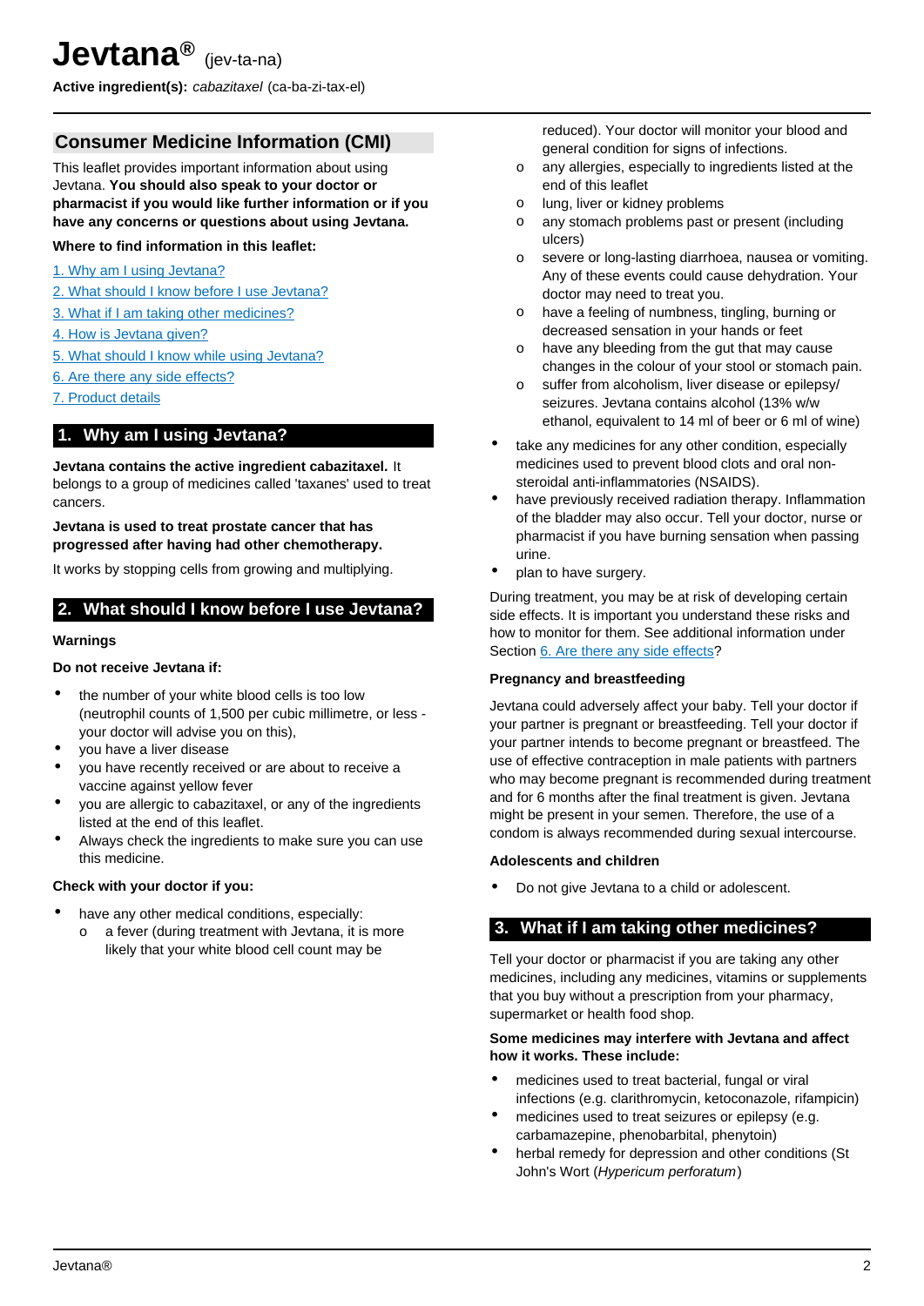# Jevtana® (jev-ta-na)

**Active ingredient(s):** *cabazitaxel* (ca-ba-zi-tax-el)

## Consumer Medicine Information (CMI)

This leaflet provides important information about using Jevtana. **You should also speak to your doctor or pharmacist if you would like further information or if you have any concerns or questions about using Jevtana.**

**Where to find information in this leaflet:**

1. Why am I using Jevtana?
2. What should I know before I use Jevtana?
3. What if I am taking other medicines?
4. How is Jevtana given?
5. What should I know while using Jevtana?
6. Are there any side effects?
7. Product details

## 1. Why am I using Jevtana?

**Jevtana contains the active ingredient cabazitaxel.** It belongs to a group of medicines called 'taxanes' used to treat cancers.

**Jevtana is used to treat prostate cancer that has progressed after having had other chemotherapy.**

It works by stopping cells from growing and multiplying.

## 2. What should I know before I use Jevtana?

### Warnings

**Do not receive Jevtana if:**

- the number of your white blood cells is too low (neutrophil counts of 1,500 per cubic millimetre, or less - your doctor will advise you on this),
- you have a liver disease
- you have recently received or are about to receive a vaccine against yellow fever
- you are allergic to cabazitaxel, or any of the ingredients listed at the end of this leaflet.
- Always check the ingredients to make sure you can use this medicine.

**Check with your doctor if you:**

- have any other medical conditions, especially:
  - a fever (during treatment with Jevtana, it is more likely that your white blood cell count may be reduced). Your doctor will monitor your blood and general condition for signs of infections.
  - any allergies, especially to ingredients listed at the end of this leaflet
  - lung, liver or kidney problems
  - any stomach problems past or present (including ulcers)
  - severe or long-lasting diarrhoea, nausea or vomiting. Any of these events could cause dehydration. Your doctor may need to treat you.
  - have a feeling of numbness, tingling, burning or decreased sensation in your hands or feet
  - have any bleeding from the gut that may cause changes in the colour of your stool or stomach pain.
  - suffer from alcoholism, liver disease or epilepsy/ seizures. Jevtana contains alcohol (13% w/w ethanol, equivalent to 14 ml of beer or 6 ml of wine)
- take any medicines for any other condition, especially medicines used to prevent blood clots and oral non-steroidal anti-inflammatories (NSAIDS).
- have previously received radiation therapy. Inflammation of the bladder may also occur. Tell your doctor, nurse or pharmacist if you have burning sensation when passing urine.
- plan to have surgery.

During treatment, you may be at risk of developing certain side effects. It is important you understand these risks and how to monitor for them. See additional information under Section 6. Are there any side effects?

### Pregnancy and breastfeeding

Jevtana could adversely affect your baby. Tell your doctor if your partner is pregnant or breastfeeding. Tell your doctor if your partner intends to become pregnant or breastfeed. The use of effective contraception in male patients with partners who may become pregnant is recommended during treatment and for 6 months after the final treatment is given. Jevtana might be present in your semen. Therefore, the use of a condom is always recommended during sexual intercourse.

### Adolescents and children

- Do not give Jevtana to a child or adolescent.

## 3. What if I am taking other medicines?

Tell your doctor or pharmacist if you are taking any other medicines, including any medicines, vitamins or supplements that you buy without a prescription from your pharmacy, supermarket or health food shop.

**Some medicines may interfere with Jevtana and affect how it works. These include:**

- medicines used to treat bacterial, fungal or viral infections (e.g. clarithromycin, ketoconazole, rifampicin)
- medicines used to treat seizures or epilepsy (e.g. carbamazepine, phenobarbital, phenytoin)
- herbal remedy for depression and other conditions (St John's Wort (*Hypericum perforatum*)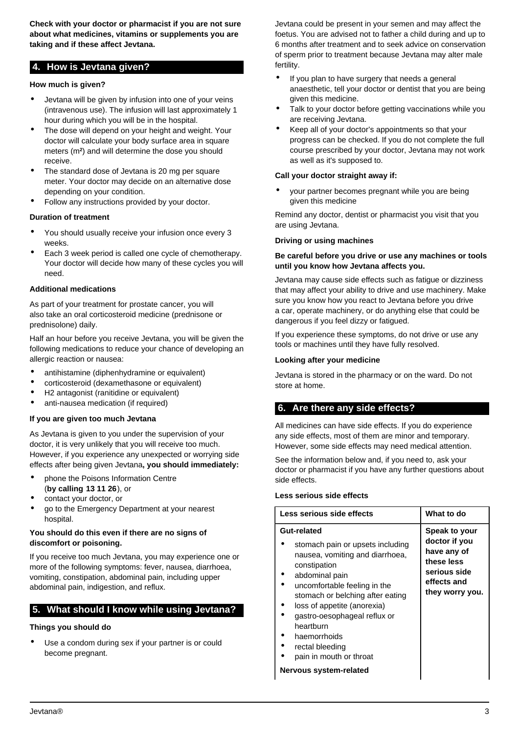**Check with your doctor or pharmacist if you are not sure about what medicines, vitamins or supplements you are taking and if these affect Jevtana.**

## 4. How is Jevtana given?

### How much is given?

- Jevtana will be given by infusion into one of your veins (intravenous use). The infusion will last approximately 1 hour during which you will be in the hospital.
- The dose will depend on your height and weight. Your doctor will calculate your body surface area in square meters ($m^2$) and will determine the dose you should receive.
- The standard dose of Jevtana is 20 mg per square meter. Your doctor may decide on an alternative dose depending on your condition.
- Follow any instructions provided by your doctor.

### Duration of treatment

- You should usually receive your infusion once every 3 weeks.
- Each 3 week period is called one cycle of chemotherapy. Your doctor will decide how many of these cycles you will need.

### Additional medications

As part of your treatment for prostate cancer, you will also take an oral corticosteroid medicine (prednisone or prednisolone) daily.

Half an hour before you receive Jevtana, you will be given the following medications to reduce your chance of developing an allergic reaction or nausea:

- antihistamine (diphenhydramine or equivalent)
- corticosteroid (dexamethasone or equivalent)
- H2 antagonist (ranitidine or equivalent)
- anti-nausea medication (if required)

### If you are given too much Jevtana

As Jevtana is given to you under the supervision of your doctor, it is very unlikely that you will receive too much. However, if you experience any unexpected or worrying side effects after being given Jevtana**, you should immediately:**

- phone the Poisons Information Centre (**by calling 13 11 26**), or
- contact your doctor, or
- go to the Emergency Department at your nearest hospital.

**You should do this even if there are no signs of discomfort or poisoning.**

If you receive too much Jevtana, you may experience one or more of the following symptoms: fever, nausea, diarrhoea, vomiting, constipation, abdominal pain, including upper abdominal pain, indigestion, and reflux.

## 5. What should I know while using Jevtana?

### Things you should do

- Use a condom during sex if your partner is or could become pregnant.

Jevtana could be present in your semen and may affect the foetus. You are advised not to father a child during and up to 6 months after treatment and to seek advice on conservation of sperm prior to treatment because Jevtana may alter male fertility.

- If you plan to have surgery that needs a general anaesthetic, tell your doctor or dentist that you are being given this medicine.
- Talk to your doctor before getting vaccinations while you are receiving Jevtana.
- Keep all of your doctor's appointments so that your progress can be checked. If you do not complete the full course prescribed by your doctor, Jevtana may not work as well as it's supposed to.

### Call your doctor straight away if:

- your partner becomes pregnant while you are being given this medicine

Remind any doctor, dentist or pharmacist you visit that you are using Jevtana.

### Driving or using machines

**Be careful before you drive or use any machines or tools until you know how Jevtana affects you.**

Jevtana may cause side effects such as fatigue or dizziness that may affect your ability to drive and use machinery. Make sure you know how you react to Jevtana before you drive a car, operate machinery, or do anything else that could be dangerous if you feel dizzy or fatigued.

If you experience these symptoms, do not drive or use any tools or machines until they have fully resolved.

### Looking after your medicine

Jevtana is stored in the pharmacy or on the ward. Do not store at home.

## 6. Are there any side effects?

All medicines can have side effects. If you do experience any side effects, most of them are minor and temporary. However, some side effects may need medical attention.

See the information below and, if you need to, ask your doctor or pharmacist if you have any further questions about side effects.

### Less serious side effects

| Less serious side effects | What to do |
|---|---|
| **Gut-related**<br>• stomach pain or upsets including nausea, vomiting and diarrhoea, constipation<br>• abdominal pain<br>• uncomfortable feeling in the stomach or belching after eating<br>• loss of appetite (anorexia)<br>• gastro-oesophageal reflux or heartburn<br>• haemorrhoids<br>• rectal bleeding<br>• pain in mouth or throat<br>**Nervous system-related** | **Speak to your doctor if you have any of these less serious side effects and they worry you.** |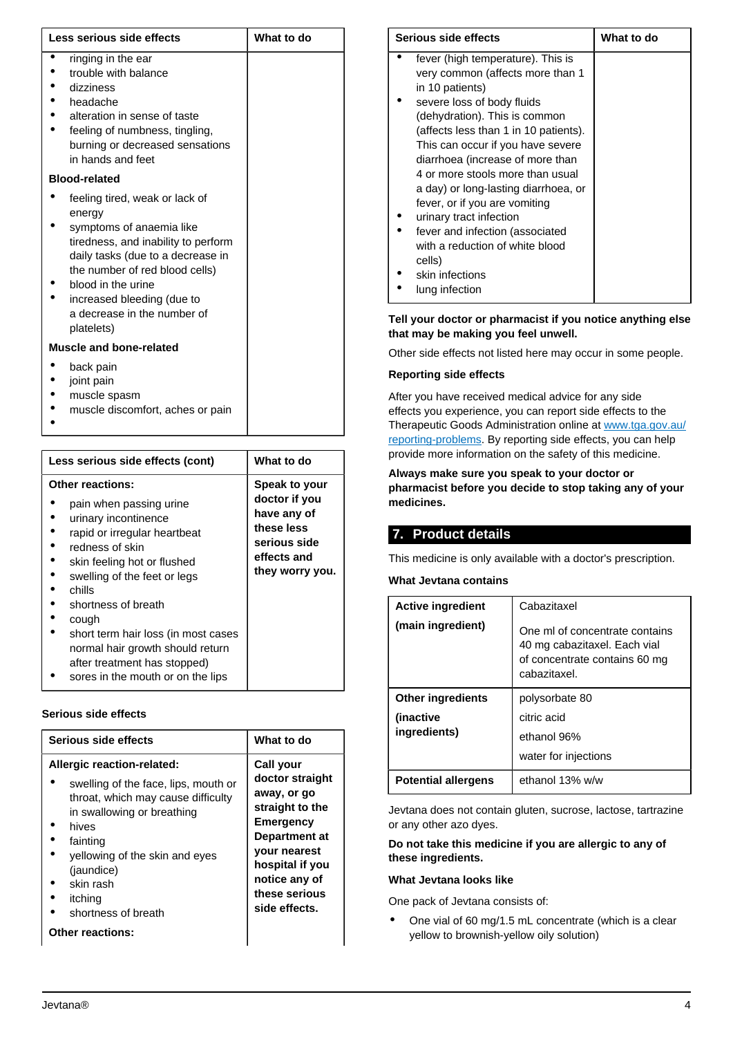| Less serious side effects | What to do |
| --- | --- |
| • ringing in the ear<br>• trouble with balance<br>• dizziness<br>• headache<br>• alteration in sense of taste<br>• feeling of numbness, tingling, burning or decreased sensations in hands and feet<br>**Blood-related**<br>• feeling tired, weak or lack of energy<br>• symptoms of anaemia like tiredness, and inability to perform daily tasks (due to a decrease in the number of red blood cells)<br>• blood in the urine<br>• increased bleeding (due to a decrease in the number of platelets)<br>**Muscle and bone-related**<br>• back pain<br>• joint pain<br>• muscle spasm<br>• muscle discomfort, aches or pain<br>• | |

| Less serious side effects (cont) | What to do |
| --- | --- |
| **Other reactions:**<br>• pain when passing urine<br>• urinary incontinence<br>• rapid or irregular heartbeat<br>• redness of skin<br>• skin feeling hot or flushed<br>• swelling of the feet or legs<br>• chills<br>• shortness of breath<br>• cough<br>• short term hair loss (in most cases normal hair growth should return after treatment has stopped)<br>• sores in the mouth or on the lips | **Speak to your doctor if you have any of these less serious side effects and they worry you.** |

**Serious side effects**

| Serious side effects | What to do |
| --- | --- |
| **Allergic reaction-related:**<br>• swelling of the face, lips, mouth or throat, which may cause difficulty in swallowing or breathing<br>• hives<br>• fainting<br>• yellowing of the skin and eyes (jaundice)<br>• skin rash<br>• itching<br>• shortness of breath<br>**Other reactions:**<br>• fever (high temperature). This is very common (affects more than 1 in 10 patients)<br>• severe loss of body fluids (dehydration). This is common (affects less than 1 in 10 patients). This can occur if you have severe diarrhoea (increase of more than 4 or more stools more than usual a day) or long-lasting diarrhoea, or fever, or if you are vomiting<br>• urinary tract infection<br>• fever and infection (associated with a reduction of white blood cells)<br>• skin infections<br>• lung infection | **Call your doctor straight away, or go straight to the Emergency Department at your nearest hospital if you notice any of these serious side effects.** |

**Tell your doctor or pharmacist if you notice anything else that may be making you feel unwell.**

Other side effects not listed here may occur in some people.

**Reporting side effects**

After you have received medical advice for any side effects you experience, you can report side effects to the Therapeutic Goods Administration online at www.tga.gov.au/reporting-problems. By reporting side effects, you can help provide more information on the safety of this medicine.

**Always make sure you speak to your doctor or pharmacist before you decide to stop taking any of your medicines.**

## 7. Product details

This medicine is only available with a doctor's prescription.

**What Jevtana contains**

| | |
| --- | --- |
| **Active ingredient**<br>**(main ingredient)** | Cabazitaxel<br>One ml of concentrate contains 40 mg cabazitaxel. Each vial of concentrate contains 60 mg cabazitaxel. |
| **Other ingredients**<br>**(inactive ingredients)** | polysorbate 80<br>citric acid<br>ethanol 96%<br>water for injections |
| **Potential allergens** | ethanol 13% w/w |

Jevtana does not contain gluten, sucrose, lactose, tartrazine or any other azo dyes.

**Do not take this medicine if you are allergic to any of these ingredients.**

**What Jevtana looks like**

One pack of Jevtana consists of:

- One vial of 60 mg/1.5 mL concentrate (which is a clear yellow to brownish-yellow oily solution)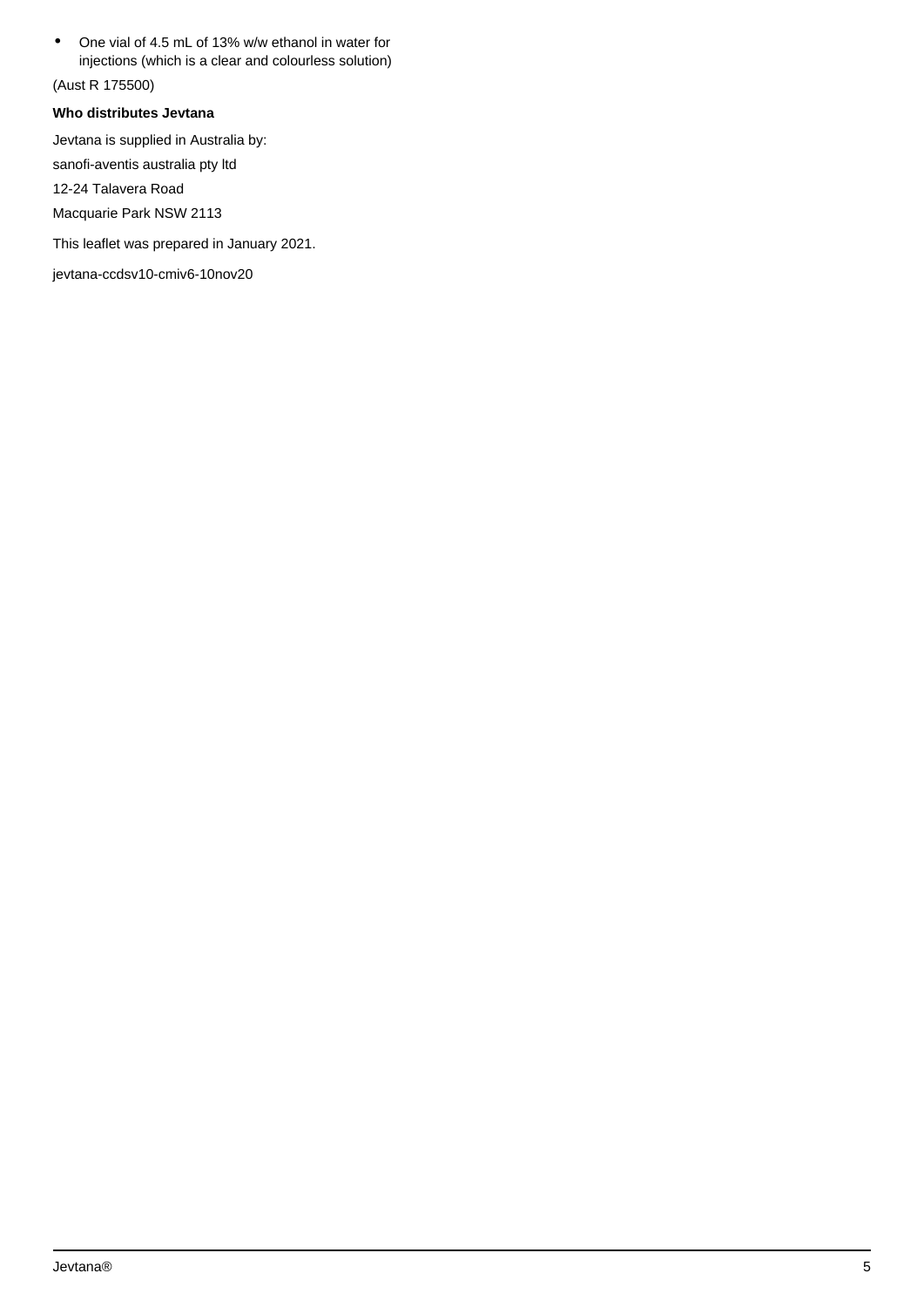- One vial of 4.5 mL of 13% w/w ethanol in water for injections (which is a clear and colourless solution)

(Aust R 175500)

**Who distributes Jevtana**

Jevtana is supplied in Australia by:

sanofi-aventis australia pty ltd

12-24 Talavera Road

Macquarie Park NSW 2113

This leaflet was prepared in January 2021.

jevtana-ccdsv10-cmiv6-10nov20